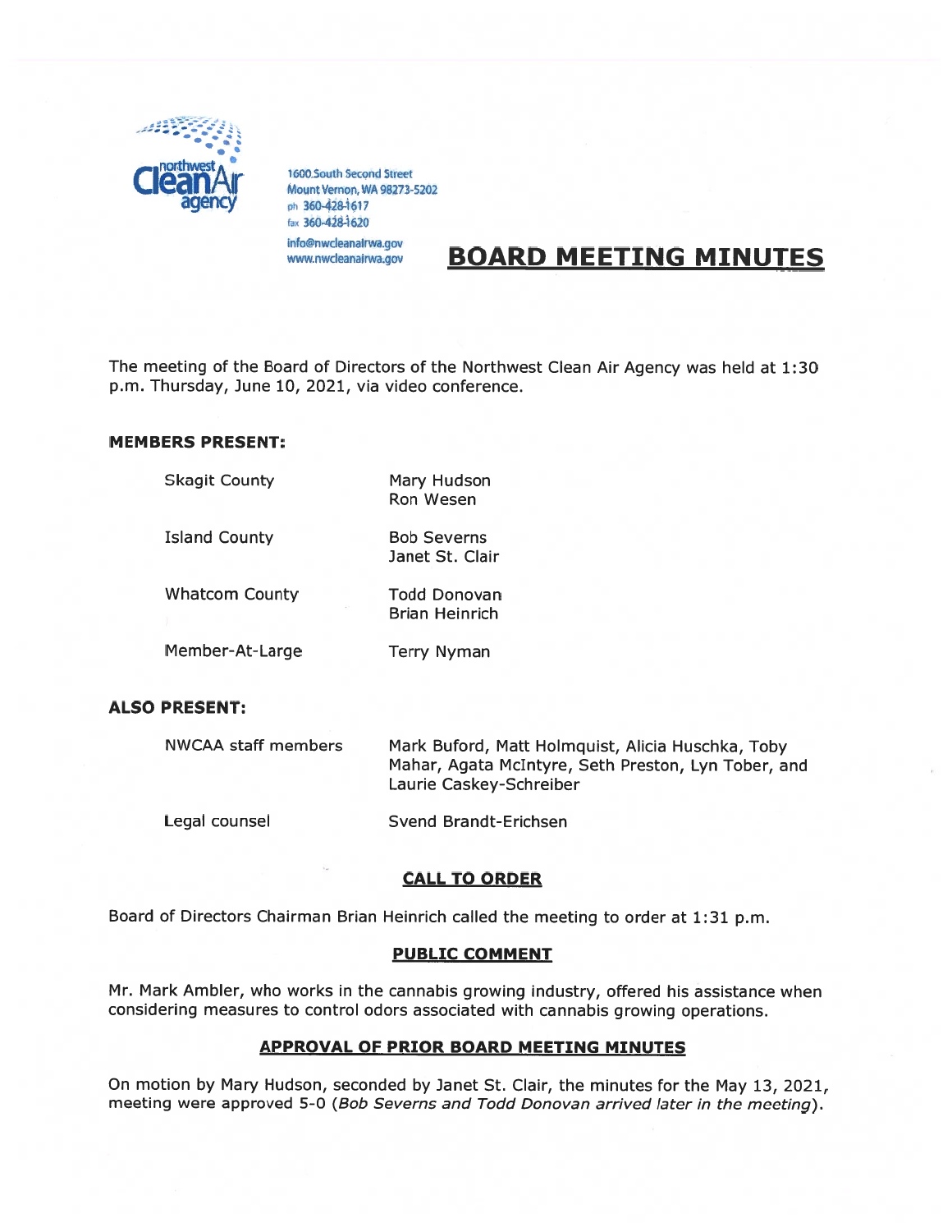1600 South Second Street
Mount Vernon, WA 98273-5202
ph 360-428-1617
fax 360-428-1620
info@nwcleanairwa.gov
www.nwcleanairwa.gov

# BOARD MEETING MINUTES

The meeting of the Board of Directors of the Northwest Clean Air Agency was held at 1:30 p.m. Thursday, June 10, 2021, via video conference.

**MEMBERS PRESENT:**

| | |
|---|---|
| Skagit County | Mary Hudson<br>Ron Wesen |
| Island County | Bob Severns<br>Janet St. Clair |
| Whatcom County | Todd Donovan<br>Brian Heinrich |
| Member-At-Large | Terry Nyman |

**ALSO PRESENT:**

| | |
|---|---|
| NWCAA staff members | Mark Buford, Matt Holmquist, Alicia Huschka, Toby Mahar, Agata McIntyre, Seth Preston, Lyn Tober, and Laurie Caskey-Schreiber |
| Legal counsel | Svend Brandt-Erichsen |

## CALL TO ORDER

Board of Directors Chairman Brian Heinrich called the meeting to order at 1:31 p.m.

## PUBLIC COMMENT

Mr. Mark Ambler, who works in the cannabis growing industry, offered his assistance when considering measures to control odors associated with cannabis growing operations.

## APPROVAL OF PRIOR BOARD MEETING MINUTES

On motion by Mary Hudson, seconded by Janet St. Clair, the minutes for the May 13, 2021, meeting were approved 5-0 (*Bob Severns and Todd Donovan arrived later in the meeting*).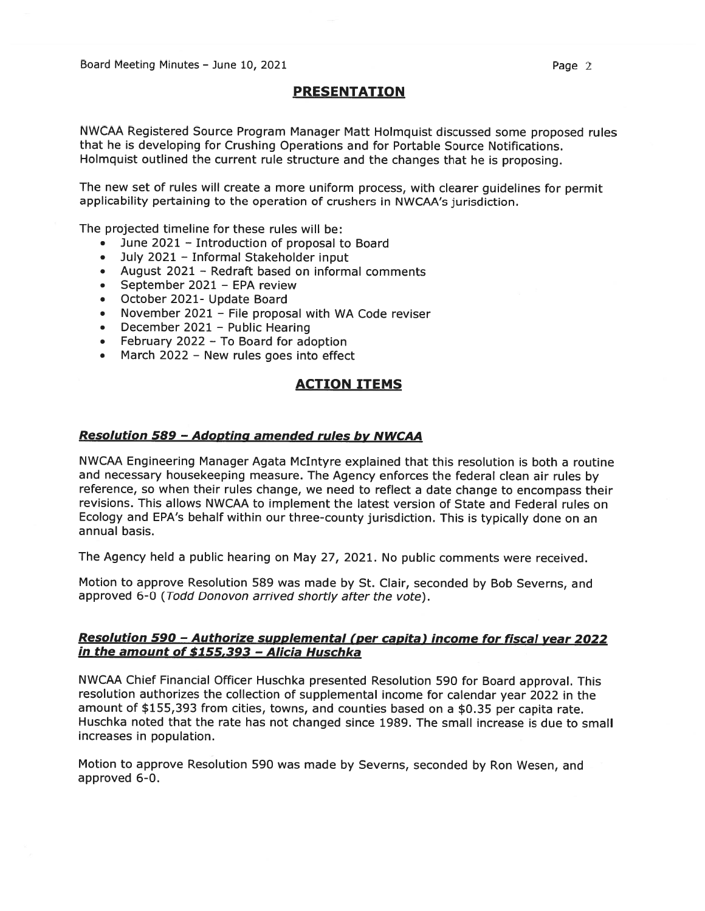## PRESENTATION

NWCAA Registered Source Program Manager Matt Holmquist discussed some proposed rules that he is developing for Crushing Operations and for Portable Source Notifications. Holmquist outlined the current rule structure and the changes that he is proposing.

The new set of rules will create a more uniform process, with clearer guidelines for permit applicability pertaining to the operation of crushers in NWCAA's jurisdiction.

The projected timeline for these rules will be:

- June 2021 – Introduction of proposal to Board
- July 2021 – Informal Stakeholder input
- August 2021 – Redraft based on informal comments
- September 2021 – EPA review
- October 2021- Update Board
- November 2021 – File proposal with WA Code reviser
- December 2021 – Public Hearing
- February 2022 – To Board for adoption
- March 2022 – New rules goes into effect

## ACTION ITEMS

### *Resolution 589 – Adopting amended rules by NWCAA*

NWCAA Engineering Manager Agata McIntyre explained that this resolution is both a routine and necessary housekeeping measure. The Agency enforces the federal clean air rules by reference, so when their rules change, we need to reflect a date change to encompass their revisions. This allows NWCAA to implement the latest version of State and Federal rules on Ecology and EPA's behalf within our three-county jurisdiction. This is typically done on an annual basis.

The Agency held a public hearing on May 27, 2021. No public comments were received.

Motion to approve Resolution 589 was made by St. Clair, seconded by Bob Severns, and approved 6-0 (*Todd Donovon arrived shortly after the vote*).

### *Resolution 590 – Authorize supplemental (per capita) income for fiscal year 2022 in the amount of $155,393 – Alicia Huschka*

NWCAA Chief Financial Officer Huschka presented Resolution 590 for Board approval. This resolution authorizes the collection of supplemental income for calendar year 2022 in the amount of $155,393 from cities, towns, and counties based on a $0.35 per capita rate. Huschka noted that the rate has not changed since 1989. The small increase is due to small increases in population.

Motion to approve Resolution 590 was made by Severns, seconded by Ron Wesen, and approved 6-0.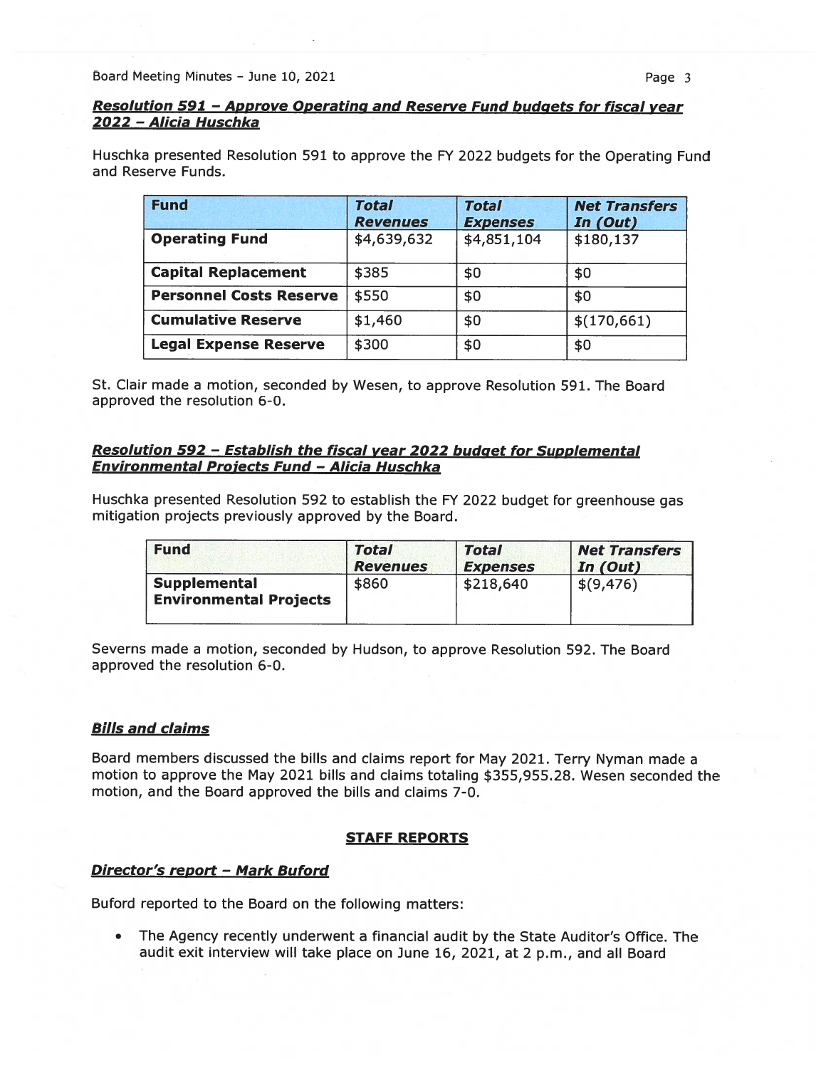***Resolution 591 – Approve Operating and Reserve Fund budgets for fiscal year 2022 – Alicia Huschka***

Huschka presented Resolution 591 to approve the FY 2022 budgets for the Operating Fund and Reserve Funds.

| **Fund** | ***Total Revenues*** | ***Total Expenses*** | ***Net Transfers In (Out)*** |
|---|---|---|---|
| **Operating Fund** | $4,639,632 | $4,851,104 | $180,137 |
| **Capital Replacement** | $385 | $0 | $0 |
| **Personnel Costs Reserve** | $550 | $0 | $0 |
| **Cumulative Reserve** | $1,460 | $0 | $(170,661) |
| **Legal Expense Reserve** | $300 | $0 | $0 |

St. Clair made a motion, seconded by Wesen, to approve Resolution 591. The Board approved the resolution 6-0.

***Resolution 592 – Establish the fiscal year 2022 budget for Supplemental Environmental Projects Fund – Alicia Huschka***

Huschka presented Resolution 592 to establish the FY 2022 budget for greenhouse gas mitigation projects previously approved by the Board.

| **Fund** | ***Total Revenues*** | ***Total Expenses*** | ***Net Transfers In (Out)*** |
|---|---|---|---|
| **Supplemental Environmental Projects** | $860 | $218,640 | $(9,476) |

Severns made a motion, seconded by Hudson, to approve Resolution 592. The Board approved the resolution 6-0.

***Bills and claims***

Board members discussed the bills and claims report for May 2021. Terry Nyman made a motion to approve the May 2021 bills and claims totaling $355,955.28. Wesen seconded the motion, and the Board approved the bills and claims 7-0.

## STAFF REPORTS

***Director's report – Mark Buford***

Buford reported to the Board on the following matters:

- The Agency recently underwent a financial audit by the State Auditor's Office. The audit exit interview will take place on June 16, 2021, at 2 p.m., and all Board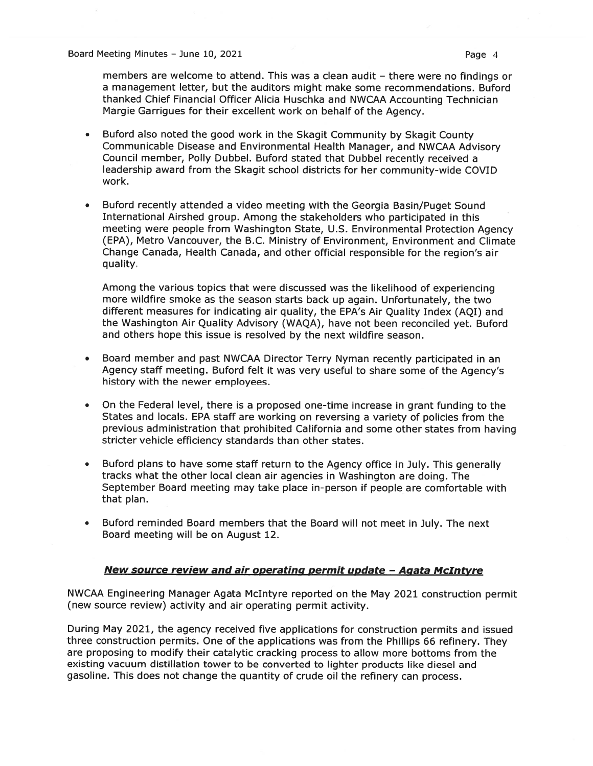members are welcome to attend. This was a clean audit – there were no findings or a management letter, but the auditors might make some recommendations. Buford thanked Chief Financial Officer Alicia Huschka and NWCAA Accounting Technician Margie Garrigues for their excellent work on behalf of the Agency.

- Buford also noted the good work in the Skagit Community by Skagit County Communicable Disease and Environmental Health Manager, and NWCAA Advisory Council member, Polly Dubbel. Buford stated that Dubbel recently received a leadership award from the Skagit school districts for her community-wide COVID work.

- Buford recently attended a video meeting with the Georgia Basin/Puget Sound International Airshed group. Among the stakeholders who participated in this meeting were people from Washington State, U.S. Environmental Protection Agency (EPA), Metro Vancouver, the B.C. Ministry of Environment, Environment and Climate Change Canada, Health Canada, and other official responsible for the region's air quality.

  Among the various topics that were discussed was the likelihood of experiencing more wildfire smoke as the season starts back up again. Unfortunately, the two different measures for indicating air quality, the EPA's Air Quality Index (AQI) and the Washington Air Quality Advisory (WAQA), have not been reconciled yet. Buford and others hope this issue is resolved by the next wildfire season.

- Board member and past NWCAA Director Terry Nyman recently participated in an Agency staff meeting. Buford felt it was very useful to share some of the Agency's history with the newer employees.

- On the Federal level, there is a proposed one-time increase in grant funding to the States and locals. EPA staff are working on reversing a variety of policies from the previous administration that prohibited California and some other states from having stricter vehicle efficiency standards than other states.

- Buford plans to have some staff return to the Agency office in July. This generally tracks what the other local clean air agencies in Washington are doing. The September Board meeting may take place in-person if people are comfortable with that plan.

- Buford reminded Board members that the Board will not meet in July. The next Board meeting will be on August 12.

### ***New source review and air operating permit update – Agata McIntyre***

NWCAA Engineering Manager Agata McIntyre reported on the May 2021 construction permit (new source review) activity and air operating permit activity.

During May 2021, the agency received five applications for construction permits and issued three construction permits. One of the applications was from the Phillips 66 refinery. They are proposing to modify their catalytic cracking process to allow more bottoms from the existing vacuum distillation tower to be converted to lighter products like diesel and gasoline. This does not change the quantity of crude oil the refinery can process.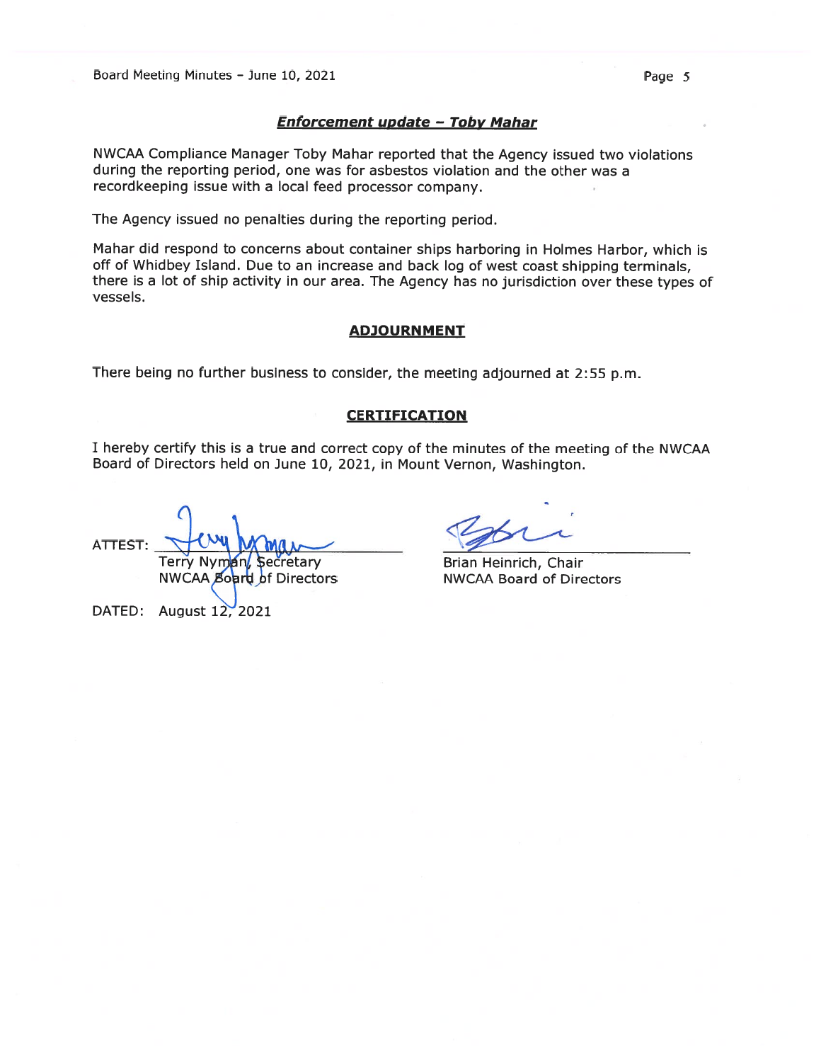***Enforcement update – Toby Mahar***

NWCAA Compliance Manager Toby Mahar reported that the Agency issued two violations during the reporting period, one was for asbestos violation and the other was a recordkeeping issue with a local feed processor company.

The Agency issued no penalties during the reporting period.

Mahar did respond to concerns about container ships harboring in Holmes Harbor, which is off of Whidbey Island. Due to an increase and back log of west coast shipping terminals, there is a lot of ship activity in our area. The Agency has no jurisdiction over these types of vessels.

## ADJOURNMENT

There being no further business to consider, the meeting adjourned at 2:55 p.m.

## CERTIFICATION

I hereby certify this is a true and correct copy of the minutes of the meeting of the NWCAA Board of Directors held on June 10, 2021, in Mount Vernon, Washington.

ATTEST: ______________________
Terry Nyman, Secretary
NWCAA Board of Directors

______________________
Brian Heinrich, Chair
NWCAA Board of Directors

DATED: August 12, 2021